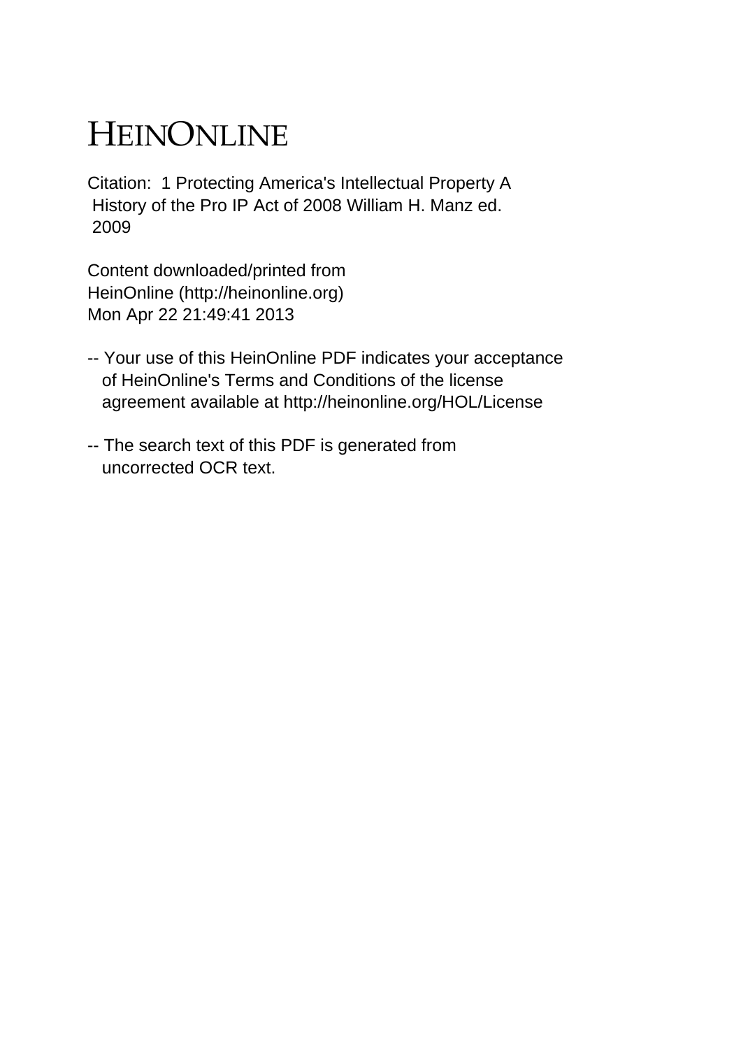# HEINONLINE

Citation: 1 Protecting America's Intellectual Property A History of the Pro IP Act of 2008 William H. Manz ed. 2009

Content downloaded/printed from HeinOnline (http://heinonline.org)
Mon Apr 22 21:49:41 2013

- Your use of this HeinOnline PDF indicates your acceptance of HeinOnline's Terms and Conditions of the license agreement available at http://heinonline.org/HOL/License
- The search text of this PDF is generated from uncorrected OCR text.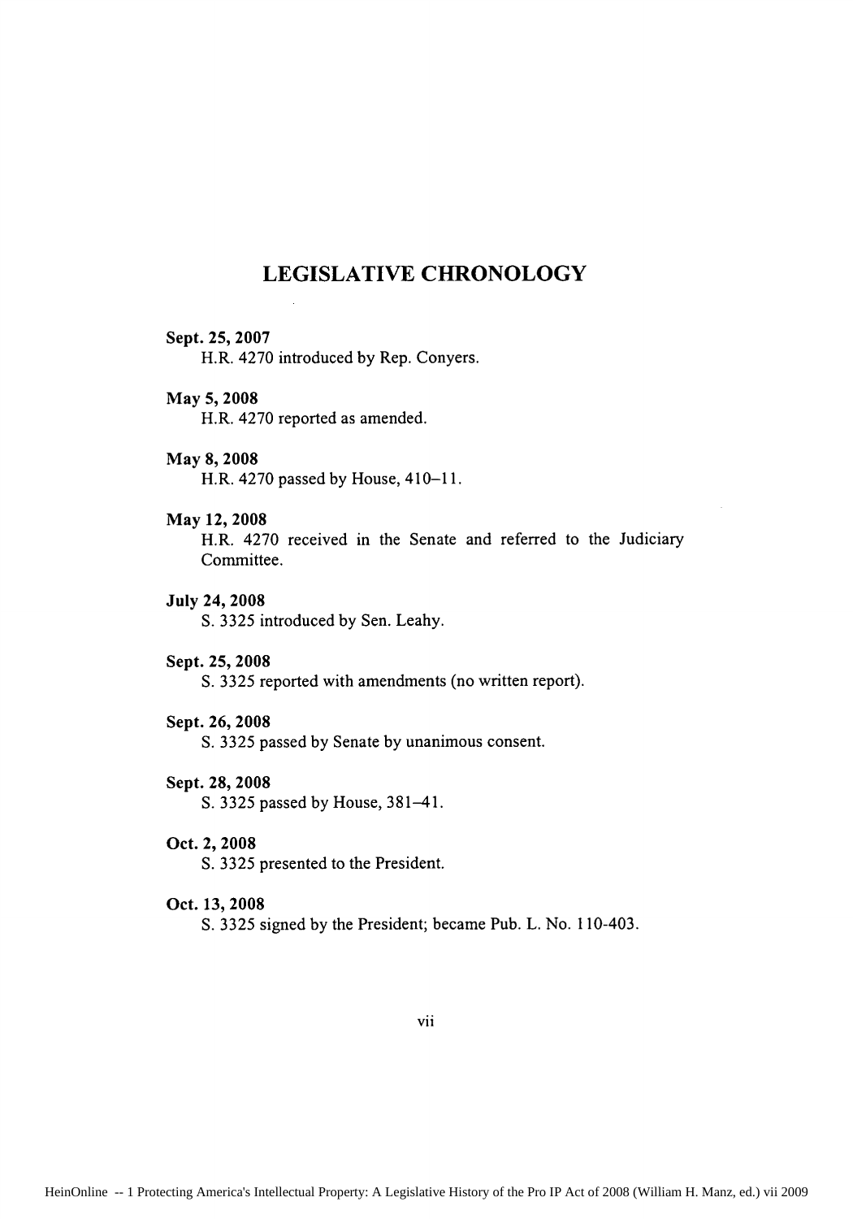## LEGISLATIVE CHRONOLOGY

**Sept. 25, 2007**
H.R. 4270 introduced by Rep. Conyers.

**May 5, 2008**
H.R. 4270 reported as amended.

**May 8, 2008**
H.R. 4270 passed by House, 410–11.

**May 12, 2008**
H.R. 4270 received in the Senate and referred to the Judiciary Committee.

**July 24, 2008**
S. 3325 introduced by Sen. Leahy.

**Sept. 25, 2008**
S. 3325 reported with amendments (no written report).

**Sept. 26, 2008**
S. 3325 passed by Senate by unanimous consent.

**Sept. 28, 2008**
S. 3325 passed by House, 381–41.

**Oct. 2, 2008**
S. 3325 presented to the President.

**Oct. 13, 2008**
S. 3325 signed by the President; became Pub. L. No. 110-403.